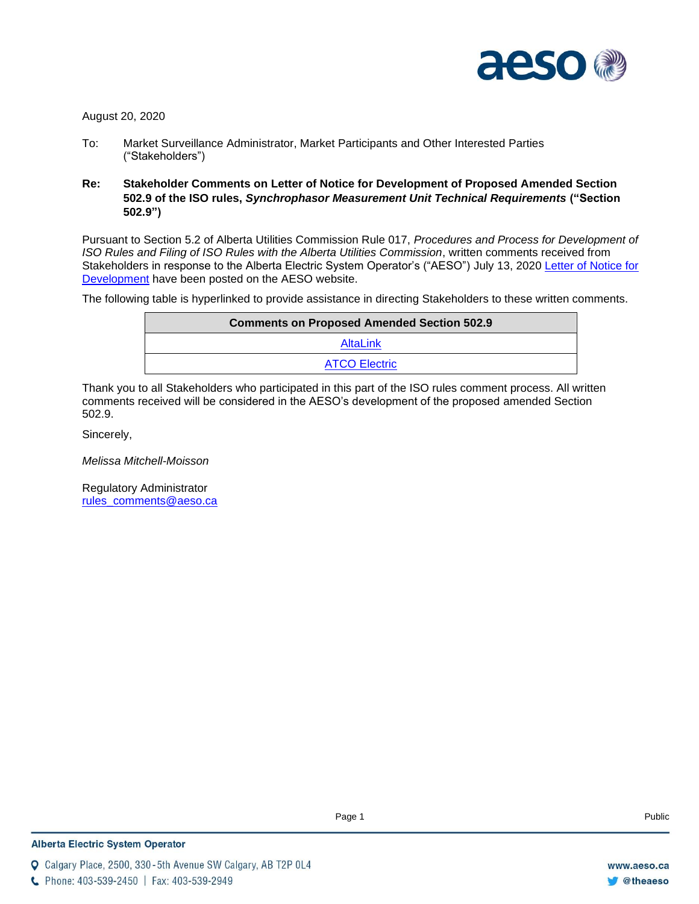August 20, 2020

To: Market Surveillance Administrator, Market Participants and Other Interested Parties ("Stakeholders")

**Re: Stakeholder Comments on Letter of Notice for Development of Proposed Amended Section 502.9 of the ISO rules, *Synchrophasor Measurement Unit Technical Requirements* ("Section 502.9")**

Pursuant to Section 5.2 of Alberta Utilities Commission Rule 017, *Procedures and Process for Development of ISO Rules and Filing of ISO Rules with the Alberta Utilities Commission*, written comments received from Stakeholders in response to the Alberta Electric System Operator's ("AESO") July 13, 2020 Letter of Notice for Development have been posted on the AESO website.

The following table is hyperlinked to provide assistance in directing Stakeholders to these written comments.

| Comments on Proposed Amended Section 502.9 |
|---|
| AltaLink |
| ATCO Electric |

Thank you to all Stakeholders who participated in this part of the ISO rules comment process. All written comments received will be considered in the AESO's development of the proposed amended Section 502.9.

Sincerely,

*Melissa Mitchell-Moisson*

Regulatory Administrator
rules_comments@aeso.ca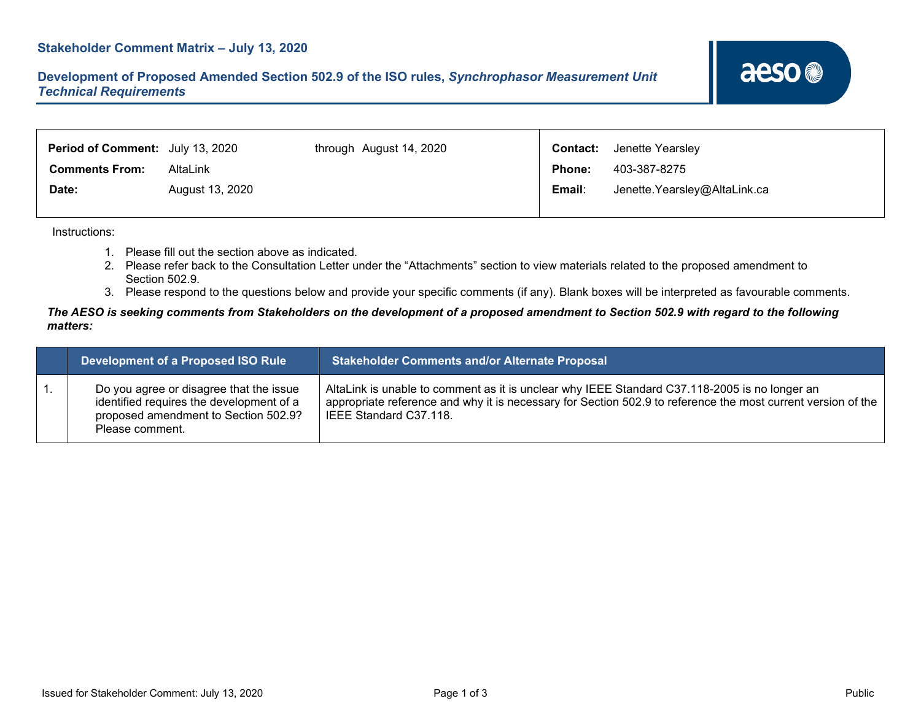**Stakeholder Comment Matrix – July 13, 2020**

**Development of Proposed Amended Section 502.9 of the ISO rules, *Synchrophasor Measurement Unit Technical Requirements***

| | | | |
|---|---|---|---|
| **Period of Comment:** | July 13, 2020 through August 14, 2020 | **Contact:** | Jenette Yearsley |
| **Comments From:** | AltaLink | **Phone:** | 403-387-8275 |
| **Date:** | August 13, 2020 | **Email:** | Jenette.Yearsley@AltaLink.ca |

Instructions:

1. Please fill out the section above as indicated.
2. Please refer back to the Consultation Letter under the "Attachments" section to view materials related to the proposed amendment to Section 502.9.
3. Please respond to the questions below and provide your specific comments (if any). Blank boxes will be interpreted as favourable comments.

***The AESO is seeking comments from Stakeholders on the development of a proposed amendment to Section 502.9 with regard to the following matters:***

| | Development of a Proposed ISO Rule | Stakeholder Comments and/or Alternate Proposal |
|---|---|---|
| 1. | Do you agree or disagree that the issue identified requires the development of a proposed amendment to Section 502.9? Please comment. | AltaLink is unable to comment as it is unclear why IEEE Standard C37.118-2005 is no longer an appropriate reference and why it is necessary for Section 502.9 to reference the most current version of the IEEE Standard C37.118. |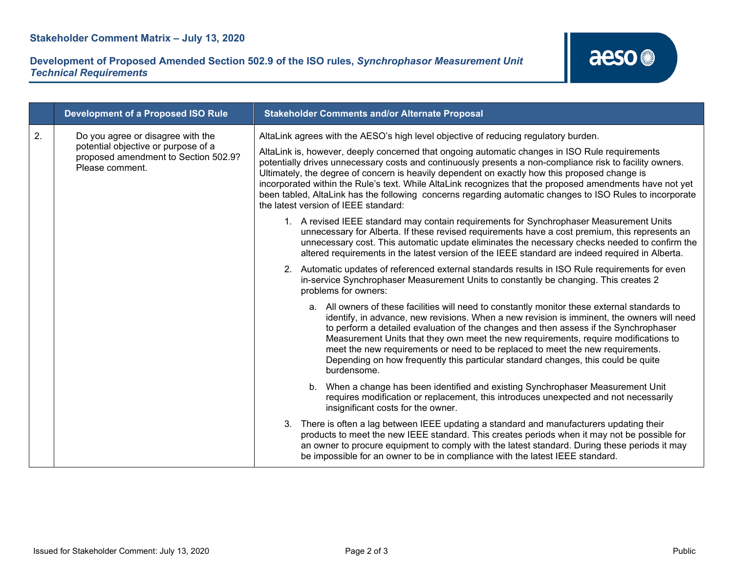| | Development of a Proposed ISO Rule | Stakeholder Comments and/or Alternate Proposal |
|---|---|---|
| 2. | Do you agree or disagree with the potential objective or purpose of a proposed amendment to Section 502.9? Please comment. | AltaLink agrees with the AESO's high level objective of reducing regulatory burden.<br><br>AltaLink is, however, deeply concerned that ongoing automatic changes in ISO Rule requirements potentially drives unnecessary costs and continuously presents a non-compliance risk to facility owners. Ultimately, the degree of concern is heavily dependent on exactly how this proposed change is incorporated within the Rule's text. While AltaLink recognizes that the proposed amendments have not yet been tabled, AltaLink has the following concerns regarding automatic changes to ISO Rules to incorporate the latest version of IEEE standard:<br><br>1. A revised IEEE standard may contain requirements for Synchrophaser Measurement Units unnecessary for Alberta. If these revised requirements have a cost premium, this represents an unnecessary cost. This automatic update eliminates the necessary checks needed to confirm the altered requirements in the latest version of the IEEE standard are indeed required in Alberta.<br><br>2. Automatic updates of referenced external standards results in ISO Rule requirements for even in-service Synchrophaser Measurement Units to constantly be changing. This creates 2 problems for owners:<br><br>a. All owners of these facilities will need to constantly monitor these external standards to identify, in advance, new revisions. When a new revision is imminent, the owners will need to perform a detailed evaluation of the changes and then assess if the Synchrophaser Measurement Units that they own meet the new requirements, require modifications to meet the new requirements or need to be replaced to meet the new requirements. Depending on how frequently this particular standard changes, this could be quite burdensome.<br><br>b. When a change has been identified and existing Synchrophaser Measurement Unit requires modification or replacement, this introduces unexpected and not necessarily insignificant costs for the owner.<br><br>3. There is often a lag between IEEE updating a standard and manufacturers updating their products to meet the new IEEE standard. This creates periods when it may not be possible for an owner to procure equipment to comply with the latest standard. During these periods it may be impossible for an owner to be in compliance with the latest IEEE standard. |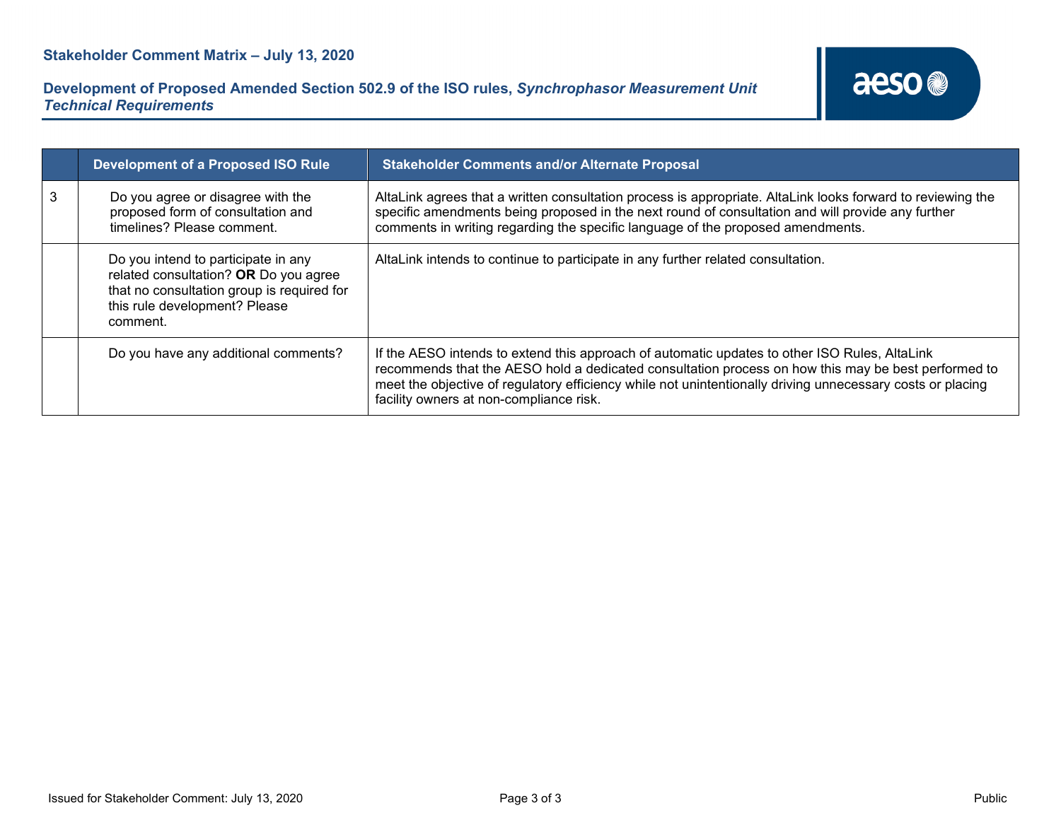| | Development of a Proposed ISO Rule | Stakeholder Comments and/or Alternate Proposal |
|---|---|---|
| 3 | Do you agree or disagree with the proposed form of consultation and timelines? Please comment. | AltaLink agrees that a written consultation process is appropriate. AltaLink looks forward to reviewing the specific amendments being proposed in the next round of consultation and will provide any further comments in writing regarding the specific language of the proposed amendments. |
| | Do you intend to participate in any related consultation? **OR** Do you agree that no consultation group is required for this rule development? Please comment. | AltaLink intends to continue to participate in any further related consultation. |
| | Do you have any additional comments? | If the AESO intends to extend this approach of automatic updates to other ISO Rules, AltaLink recommends that the AESO hold a dedicated consultation process on how this may be best performed to meet the objective of regulatory efficiency while not unintentionally driving unnecessary costs or placing facility owners at non-compliance risk. |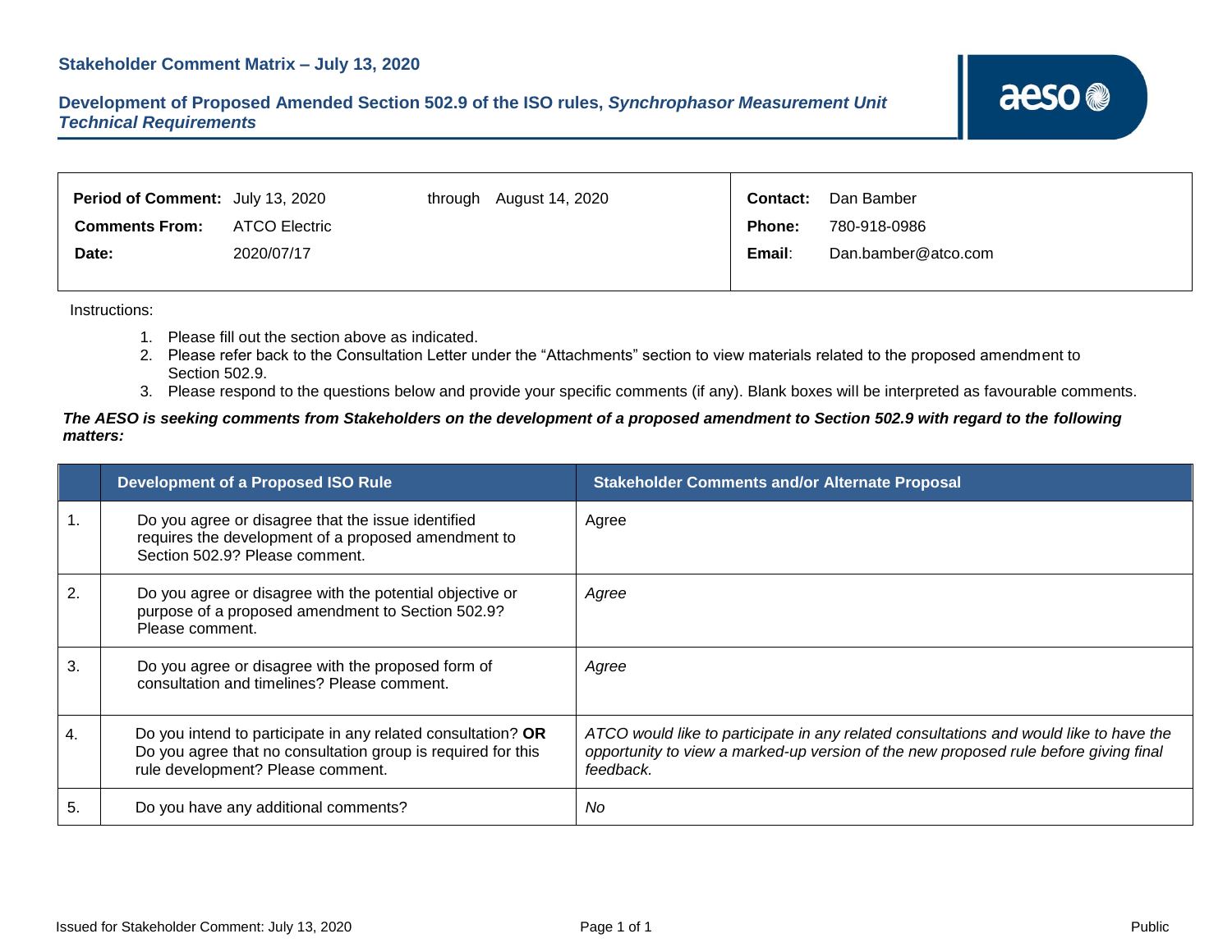## Stakeholder Comment Matrix – July 13, 2020

## Development of Proposed Amended Section 502.9 of the ISO rules, *Synchrophasor Measurement Unit Technical Requirements*

| | | | |
|---|---|---|---|
| **Period of Comment:** July 13, 2020 | through August 14, 2020 | **Contact:** | Dan Bamber |
| **Comments From:** | ATCO Electric | **Phone:** | 780-918-0986 |
| **Date:** | 2020/07/17 | **Email:** | Dan.bamber@atco.com |

Instructions:

1. Please fill out the section above as indicated.
2. Please refer back to the Consultation Letter under the "Attachments" section to view materials related to the proposed amendment to Section 502.9.
3. Please respond to the questions below and provide your specific comments (if any). Blank boxes will be interpreted as favourable comments.

***The AESO is seeking comments from Stakeholders on the development of a proposed amendment to Section 502.9 with regard to the following matters:***

| | Development of a Proposed ISO Rule | Stakeholder Comments and/or Alternate Proposal |
|---|---|---|
| 1. | Do you agree or disagree that the issue identified requires the development of a proposed amendment to Section 502.9? Please comment. | Agree |
| 2. | Do you agree or disagree with the potential objective or purpose of a proposed amendment to Section 502.9? Please comment. | *Agree* |
| 3. | Do you agree or disagree with the proposed form of consultation and timelines? Please comment. | *Agree* |
| 4. | Do you intend to participate in any related consultation? **OR** Do you agree that no consultation group is required for this rule development? Please comment. | *ATCO would like to participate in any related consultations and would like to have the opportunity to view a marked-up version of the new proposed rule before giving final feedback.* |
| 5. | Do you have any additional comments? | *No* |

Issued for Stakeholder Comment: July 13, 2020 | Public